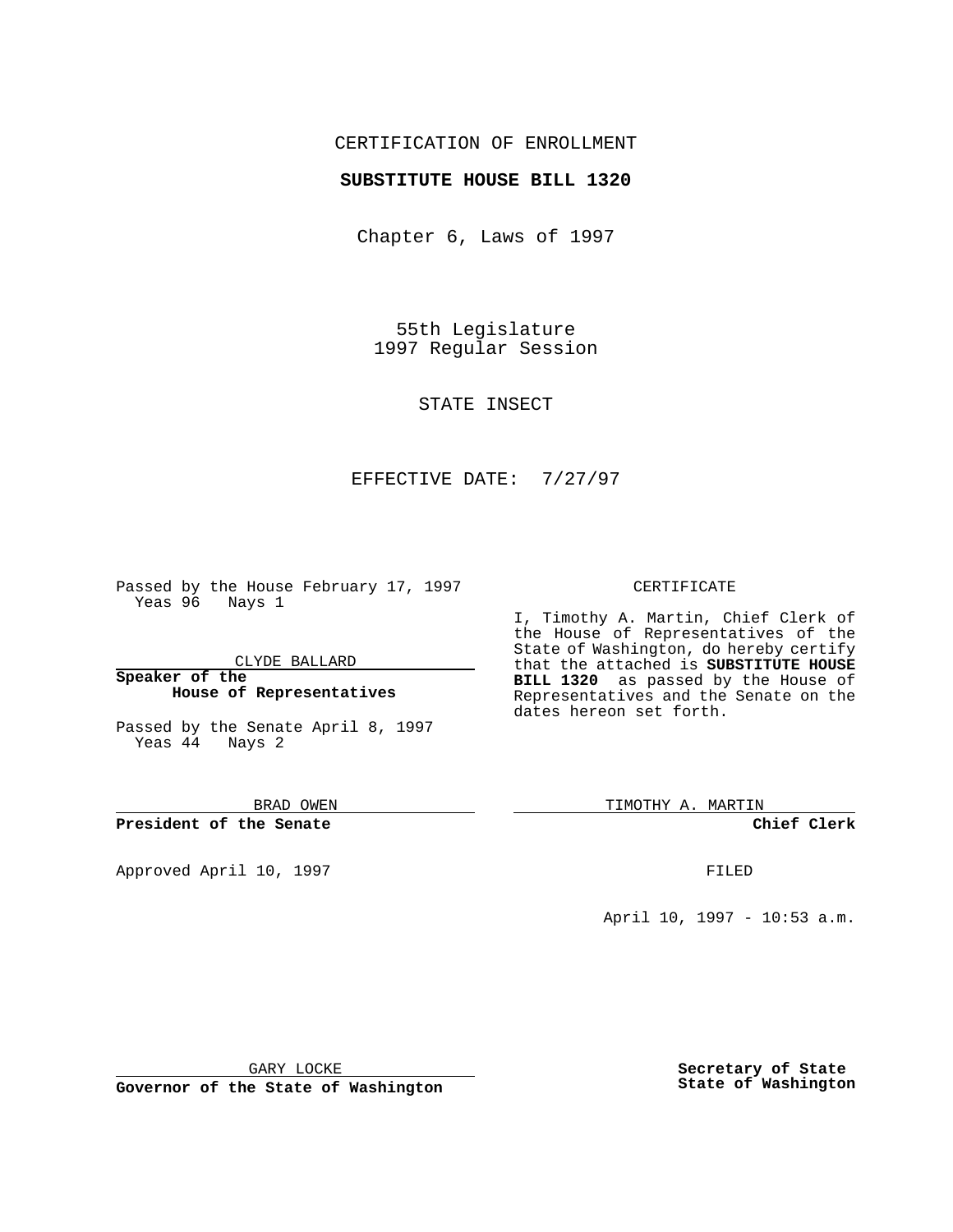CERTIFICATION OF ENROLLMENT

**SUBSTITUTE HOUSE BILL 1320**

Chapter 6, Laws of 1997

55th Legislature
1997 Regular Session

STATE INSECT

EFFECTIVE DATE: 7/27/97

Passed by the House February 17, 1997
Yeas 96 Nays 1

CLYDE BALLARD

**Speaker of the House of Representatives**

Passed by the Senate April 8, 1997
Yeas 44 Nays 2

BRAD OWEN

**President of the Senate**

Approved April 10, 1997

GARY LOCKE

**Governor of the State of Washington**

CERTIFICATE

I, Timothy A. Martin, Chief Clerk of the House of Representatives of the State of Washington, do hereby certify that the attached is **SUBSTITUTE HOUSE BILL 1320** as passed by the House of Representatives and the Senate on the dates hereon set forth.

TIMOTHY A. MARTIN

**Chief Clerk**

FILED

April 10, 1997 - 10:53 a.m.

**Secretary of State State of Washington**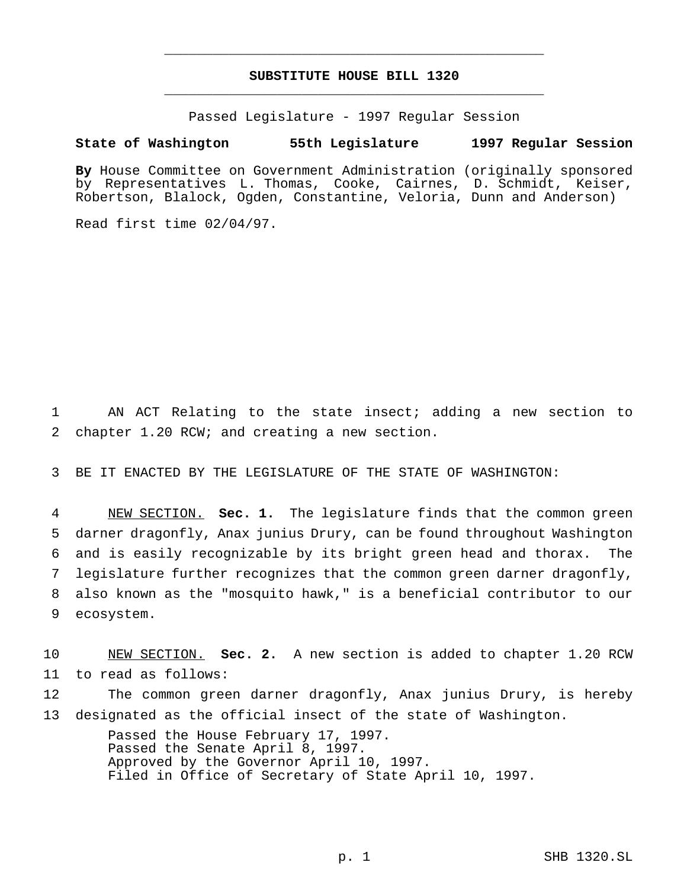# SUBSTITUTE HOUSE BILL 1320

Passed Legislature - 1997 Regular Session

**State of Washington 55th Legislature 1997 Regular Session**

**By** House Committee on Government Administration (originally sponsored by Representatives L. Thomas, Cooke, Cairnes, D. Schmidt, Keiser, Robertson, Blalock, Ogden, Constantine, Veloria, Dunn and Anderson)

Read first time 02/04/97.

1 AN ACT Relating to the state insect; adding a new section to
2 chapter 1.20 RCW; and creating a new section.

3 BE IT ENACTED BY THE LEGISLATURE OF THE STATE OF WASHINGTON:

4 NEW SECTION. **Sec. 1.** The legislature finds that the common green
5 darner dragonfly, Anax junius Drury, can be found throughout Washington
6 and is easily recognizable by its bright green head and thorax. The
7 legislature further recognizes that the common green darner dragonfly,
8 also known as the "mosquito hawk," is a beneficial contributor to our
9 ecosystem.

10 NEW SECTION. **Sec. 2.** A new section is added to chapter 1.20 RCW
11 to read as follows:
12 The common green darner dragonfly, Anax junius Drury, is hereby
13 designated as the official insect of the state of Washington.

Passed the House February 17, 1997.
Passed the Senate April 8, 1997.
Approved by the Governor April 10, 1997.
Filed in Office of Secretary of State April 10, 1997.